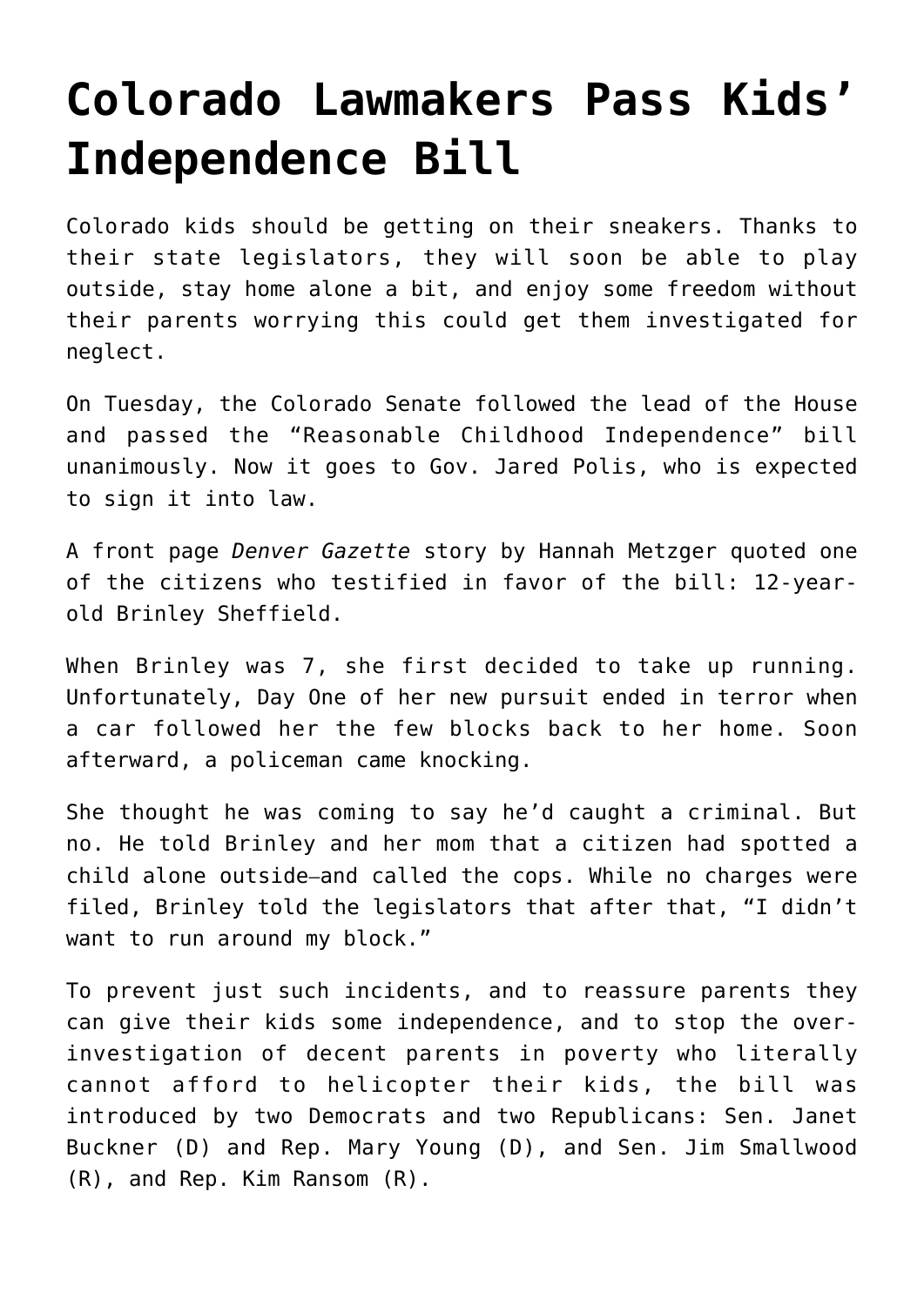# Colorado Lawmakers Pass Kids' Independence Bill

Colorado kids should be getting on their sneakers. Thanks to their state legislators, they will soon be able to play outside, stay home alone a bit, and enjoy some freedom without their parents worrying this could get them investigated for neglect.

On Tuesday, the Colorado Senate followed the lead of the House and passed the "Reasonable Childhood Independence" bill unanimously. Now it goes to Gov. Jared Polis, who is expected to sign it into law.

A front page *Denver Gazette* story by Hannah Metzger quoted one of the citizens who testified in favor of the bill: 12-year-old Brinley Sheffield.

When Brinley was 7, she first decided to take up running. Unfortunately, Day One of her new pursuit ended in terror when a car followed her the few blocks back to her home. Soon afterward, a policeman came knocking.

She thought he was coming to say he'd caught a criminal. But no. He told Brinley and her mom that a citizen had spotted a child alone outside—and called the cops. While no charges were filed, Brinley told the legislators that after that, "I didn't want to run around my block."

To prevent just such incidents, and to reassure parents they can give their kids some independence, and to stop the over-investigation of decent parents in poverty who literally cannot afford to helicopter their kids, the bill was introduced by two Democrats and two Republicans: Sen. Janet Buckner (D) and Rep. Mary Young (D), and Sen. Jim Smallwood (R), and Rep. Kim Ransom (R).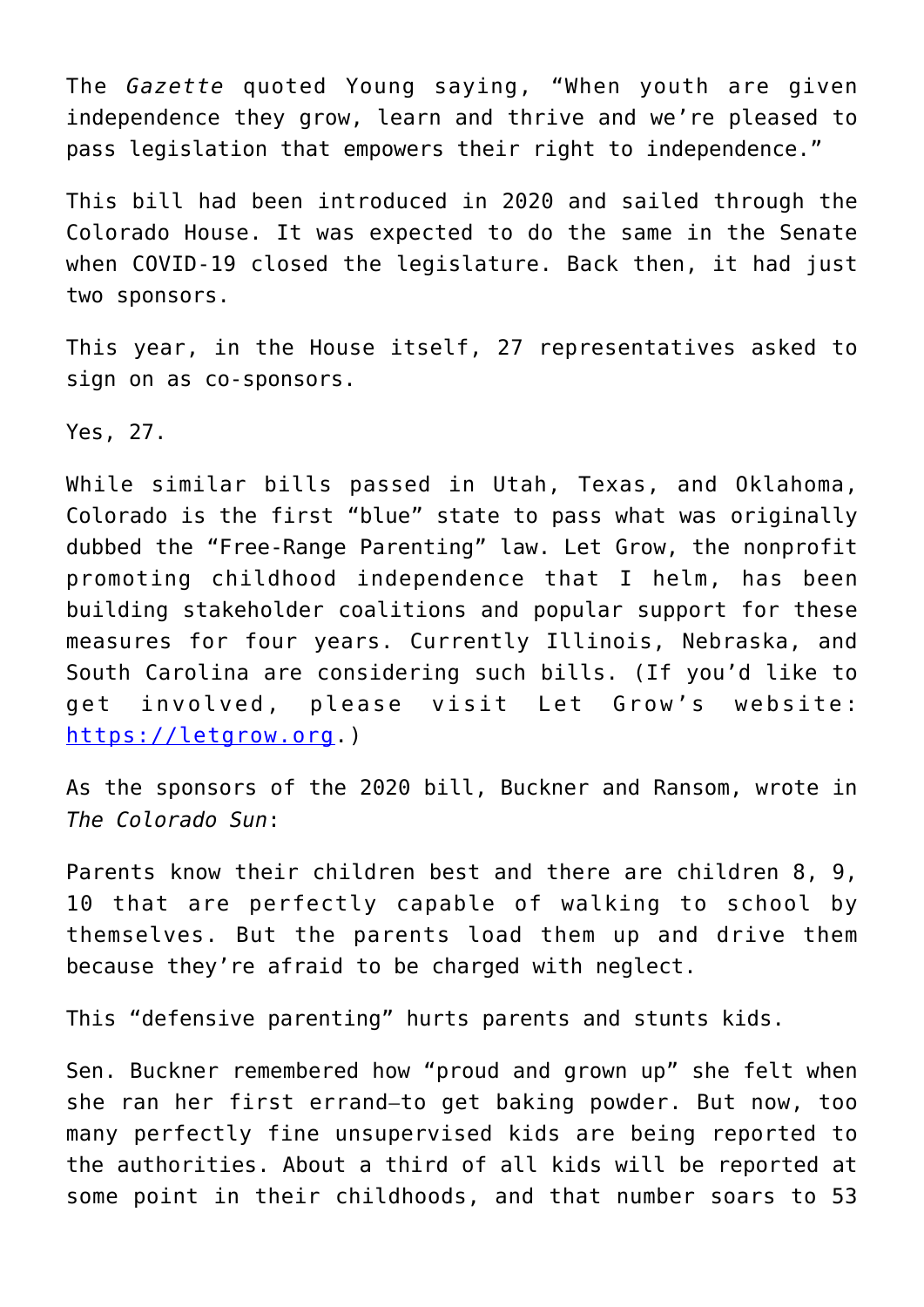The *Gazette* quoted Young saying, "When youth are given independence they grow, learn and thrive and we're pleased to pass legislation that empowers their right to independence."

This bill had been introduced in 2020 and sailed through the Colorado House. It was expected to do the same in the Senate when COVID-19 closed the legislature. Back then, it had just two sponsors.

This year, in the House itself, 27 representatives asked to sign on as co-sponsors.

Yes, 27.

While similar bills passed in Utah, Texas, and Oklahoma, Colorado is the first "blue" state to pass what was originally dubbed the "Free-Range Parenting" law. Let Grow, the nonprofit promoting childhood independence that I helm, has been building stakeholder coalitions and popular support for these measures for four years. Currently Illinois, Nebraska, and South Carolina are considering such bills. (If you'd like to get involved, please visit Let Grow's website: [https://letgrow.org](https://letgrow.org).)

As the sponsors of the 2020 bill, Buckner and Ransom, wrote in *The Colorado Sun*:

Parents know their children best and there are children 8, 9, 10 that are perfectly capable of walking to school by themselves. But the parents load them up and drive them because they're afraid to be charged with neglect.

This "defensive parenting" hurts parents and stunts kids.

Sen. Buckner remembered how "proud and grown up" she felt when she ran her first errand—to get baking powder. But now, too many perfectly fine unsupervised kids are being reported to the authorities. About a third of all kids will be reported at some point in their childhoods, and that number soars to 53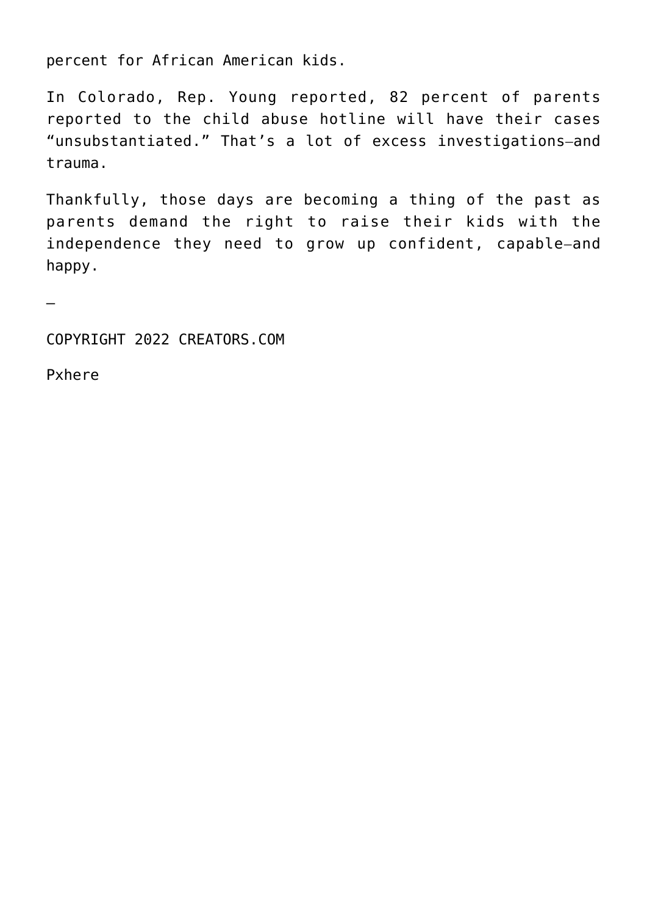percent for African American kids.

In Colorado, Rep. Young reported, 82 percent of parents reported to the child abuse hotline will have their cases "unsubstantiated." That's a lot of excess investigations—and trauma.

Thankfully, those days are becoming a thing of the past as parents demand the right to raise their kids with the independence they need to grow up confident, capable—and happy.

—

COPYRIGHT 2022 CREATORS.COM

Pxhere